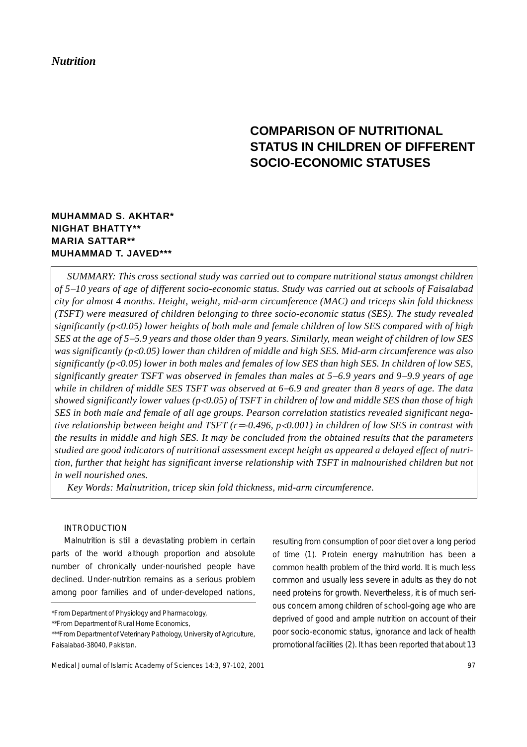*Nutrition*

# COMPARISON OF NUTRITIONAL STATUS IN CHILDREN OF DIFFERENT SOCIO-ECONOMIC STATUSES

**MUHAMMAD S. AKHTAR***
**NIGHAT BHATTY****
**MARIA SATTAR****
**MUHAMMAD T. JAVED*****

*SUMMARY: This cross sectional study was carried out to compare nutritional status amongst children of 5–10 years of age of different socio-economic status. Study was carried out at schools of Faisalabad city for almost 4 months. Height, weight, mid-arm circumference (MAC) and triceps skin fold thickness (TSFT) were measured of children belonging to three socio-economic status (SES). The study revealed significantly ($p<0.05$) lower heights of both male and female children of low SES compared with of high SES at the age of 5–5.9 years and those older than 9 years. Similarly, mean weight of children of low SES was significantly ($p<0.05$) lower than children of middle and high SES. Mid-arm circumference was also significantly ($p<0.05$) lower in both males and females of low SES than high SES. In children of low SES, significantly greater TSFT was observed in females than males at 5–6.9 years and 9–9.9 years of age while in children of middle SES TSFT was observed at 6–6.9 and greater than 8 years of age. The data showed significantly lower values ($p<0.05$) of TSFT in children of low and middle SES than those of high SES in both male and female of all age groups. Pearson correlation statistics revealed significant negative relationship between height and TSFT ($r=-0.496$, $p<0.001$) in children of low SES in contrast with the results in middle and high SES. It may be concluded from the obtained results that the parameters studied are good indicators of nutritional assessment except height as appeared a delayed effect of nutrition, further that height has significant inverse relationship with TSFT in malnourished children but not in well nourished ones.*

*Key Words: Malnutrition, tricep skin fold thickness, mid-arm circumference.*

## INTRODUCTION

Malnutrition is still a devastating problem in certain parts of the world although proportion and absolute number of chronically under-nourished people have declined. Under-nutrition remains as a serious problem among poor families and of under-developed nations, resulting from consumption of poor diet over a long period of time (1). Protein energy malnutrition has been a common health problem of the third world. It is much less common and usually less severe in adults as they do not need proteins for growth. Nevertheless, it is of much serious concern among children of school-going age who are deprived of good and ample nutrition on account of their poor socio-economic status, ignorance and lack of health promotional facilities (2). It has been reported that about 13

*From Department of Physiology and Pharmacology,
**From Department of Rural Home Economics,
***From Department of Veterinary Pathology, University of Agriculture, Faisalabad-38040, Pakistan.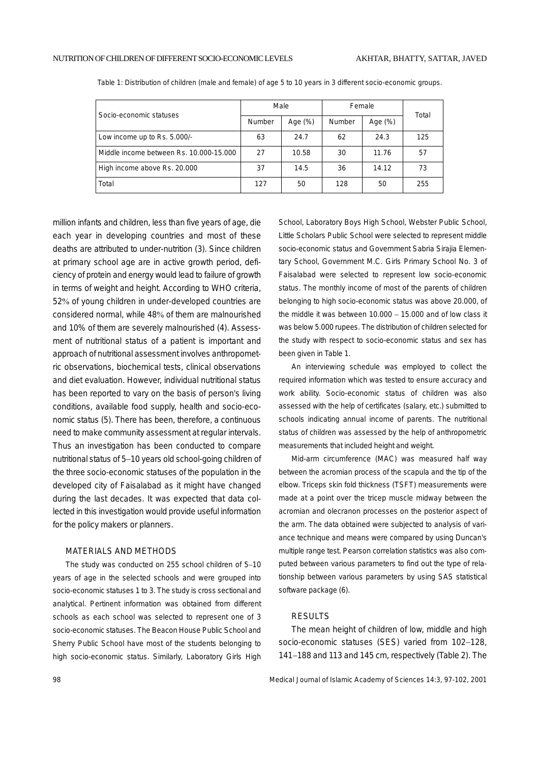Table 1: Distribution of children (male and female) of age 5 to 10 years in 3 different socio-economic groups.

| Socio-economic statuses | Male | | Female | | Total |
|---|---|---|---|---|---|
| | Number | Age (%) | Number | Age (%) | |
| Low income up to Rs. 5.000/- | 63 | 24.7 | 62 | 24.3 | 125 |
| Middle income between Rs. 10.000-15.000 | 27 | 10.58 | 30 | 11.76 | 57 |
| High income above Rs. 20.000 | 37 | 14.5 | 36 | 14.12 | 73 |
| Total | 127 | 50 | 128 | 50 | 255 |

million infants and children, less than five years of age, die each year in developing countries and most of these deaths are attributed to under-nutrition (3). Since children at primary school age are in active growth period, deficiency of protein and energy would lead to failure of growth in terms of weight and height. According to WHO criteria, 52% of young children in under-developed countries are considered normal, while 48% of them are malnourished and 10% of them are severely malnourished (4). Assessment of nutritional status of a patient is important and approach of nutritional assessment involves anthropometric observations, biochemical tests, clinical observations and diet evaluation. However, individual nutritional status has been reported to vary on the basis of person's living conditions, available food supply, health and socio-economic status (5). There has been, therefore, a continuous need to make community assessment at regular intervals. Thus an investigation has been conducted to compare nutritional status of 5–10 years old school-going children of the three socio-economic statuses of the population in the developed city of Faisalabad as it might have changed during the last decades. It was expected that data collected in this investigation would provide useful information for the policy makers or planners.

## MATERIALS AND METHODS

The study was conducted on 255 school children of 5–10 years of age in the selected schools and were grouped into socio-economic statuses 1 to 3. The study is cross sectional and analytical. Pertinent information was obtained from different schools as each school was selected to represent one of 3 socio-economic statuses. The Beacon House Public School and Sherry Public School have most of the students belonging to high socio-economic status. Similarly, Laboratory Girls High School, Laboratory Boys High School, Webster Public School, Little Scholars Public School were selected to represent middle socio-economic status and Government Sabria Sirajia Elementary School, Government M.C. Girls Primary School No. 3 of Faisalabad were selected to represent low socio-economic status. The monthly income of most of the parents of children belonging to high socio-economic status was above 20.000, of the middle it was between 10.000 – 15.000 and of low class it was below 5.000 rupees. The distribution of children selected for the study with respect to socio-economic status and sex has been given in Table 1.

An interviewing schedule was employed to collect the required information which was tested to ensure accuracy and work ability. Socio-economic status of children was also assessed with the help of certificates (salary, etc.) submitted to schools indicating annual income of parents. The nutritional status of children was assessed by the help of anthropometric measurements that included height and weight.

Mid-arm circumference (MAC) was measured half way between the acromian process of the scapula and the tip of the elbow. Triceps skin fold thickness (TSFT) measurements were made at a point over the tricep muscle midway between the acromian and olecranon processes on the posterior aspect of the arm. The data obtained were subjected to analysis of variance technique and means were compared by using Duncan's multiple range test. Pearson correlation statistics was also computed between various parameters to find out the type of relationship between various parameters by using SAS statistical software package (6).

## RESULTS

The mean height of children of low, middle and high socio-economic statuses (SES) varied from 102–128, 141–188 and 113 and 145 cm, respectively (Table 2). The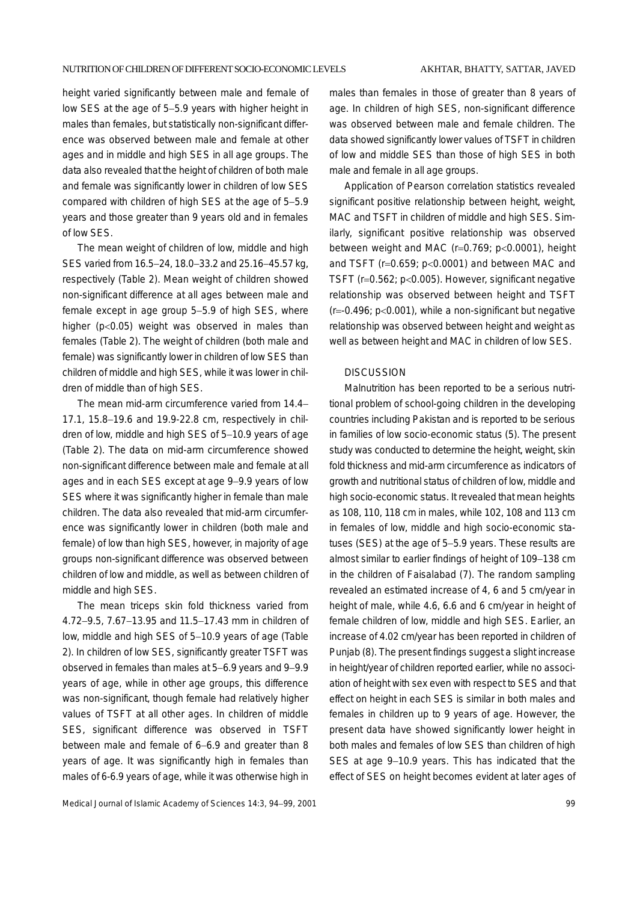height varied significantly between male and female of low SES at the age of 5–5.9 years with higher height in males than females, but statistically non-significant difference was observed between male and female at other ages and in middle and high SES in all age groups. The data also revealed that the height of children of both male and female was significantly lower in children of low SES compared with children of high SES at the age of 5–5.9 years and those greater than 9 years old and in females of low SES.

The mean weight of children of low, middle and high SES varied from 16.5–24, 18.0–33.2 and 25.16–45.57 kg, respectively (Table 2). Mean weight of children showed non-significant difference at all ages between male and female except in age group 5–5.9 of high SES, where higher ($p<0.05$) weight was observed in males than females (Table 2). The weight of children (both male and female) was significantly lower in children of low SES than children of middle and high SES, while it was lower in children of middle than of high SES.

The mean mid-arm circumference varied from 14.4–17.1, 15.8–19.6 and 19.9-22.8 cm, respectively in children of low, middle and high SES of 5–10.9 years of age (Table 2). The data on mid-arm circumference showed non-significant difference between male and female at all ages and in each SES except at age 9–9.9 years of low SES where it was significantly higher in female than male children. The data also revealed that mid-arm circumference was significantly lower in children (both male and female) of low than high SES, however, in majority of age groups non-significant difference was observed between children of low and middle, as well as between children of middle and high SES.

The mean triceps skin fold thickness varied from 4.72–9.5, 7.67–13.95 and 11.5–17.43 mm in children of low, middle and high SES of 5–10.9 years of age (Table 2). In children of low SES, significantly greater TSFT was observed in females than males at 5–6.9 years and 9–9.9 years of age, while in other age groups, this difference was non-significant, though female had relatively higher values of TSFT at all other ages. In children of middle SES, significant difference was observed in TSFT between male and female of 6–6.9 and greater than 8 years of age. It was significantly high in females than males of 6-6.9 years of age, while it was otherwise high in males than females in those of greater than 8 years of age. In children of high SES, non-significant difference was observed between male and female children. The data showed significantly lower values of TSFT in children of low and middle SES than those of high SES in both male and female in all age groups.

Application of Pearson correlation statistics revealed significant positive relationship between height, weight, MAC and TSFT in children of middle and high SES. Similarly, significant positive relationship was observed between weight and MAC ($r=0.769$; $p<0.0001$), height and TSFT ($r=0.659$; $p<0.0001$) and between MAC and TSFT ($r=0.562$; $p<0.005$). However, significant negative relationship was observed between height and TSFT ($r=-0.496$; $p<0.001$), while a non-significant but negative relationship was observed between height and weight as well as between height and MAC in children of low SES.

## DISCUSSION

Malnutrition has been reported to be a serious nutritional problem of school-going children in the developing countries including Pakistan and is reported to be serious in families of low socio-economic status (5). The present study was conducted to determine the height, weight, skin fold thickness and mid-arm circumference as indicators of growth and nutritional status of children of low, middle and high socio-economic status. It revealed that mean heights as 108, 110, 118 cm in males, while 102, 108 and 113 cm in females of low, middle and high socio-economic statuses (SES) at the age of 5–5.9 years. These results are almost similar to earlier findings of height of 109–138 cm in the children of Faisalabad (7). The random sampling revealed an estimated increase of 4, 6 and 5 cm/year in height of male, while 4.6, 6.6 and 6 cm/year in height of female children of low, middle and high SES. Earlier, an increase of 4.02 cm/year has been reported in children of Punjab (8). The present findings suggest a slight increase in height/year of children reported earlier, while no association of height with sex even with respect to SES and that effect on height in each SES is similar in both males and females in children up to 9 years of age. However, the present data have showed significantly lower height in both males and females of low SES than children of high SES at age 9–10.9 years. This has indicated that the effect of SES on height becomes evident at later ages of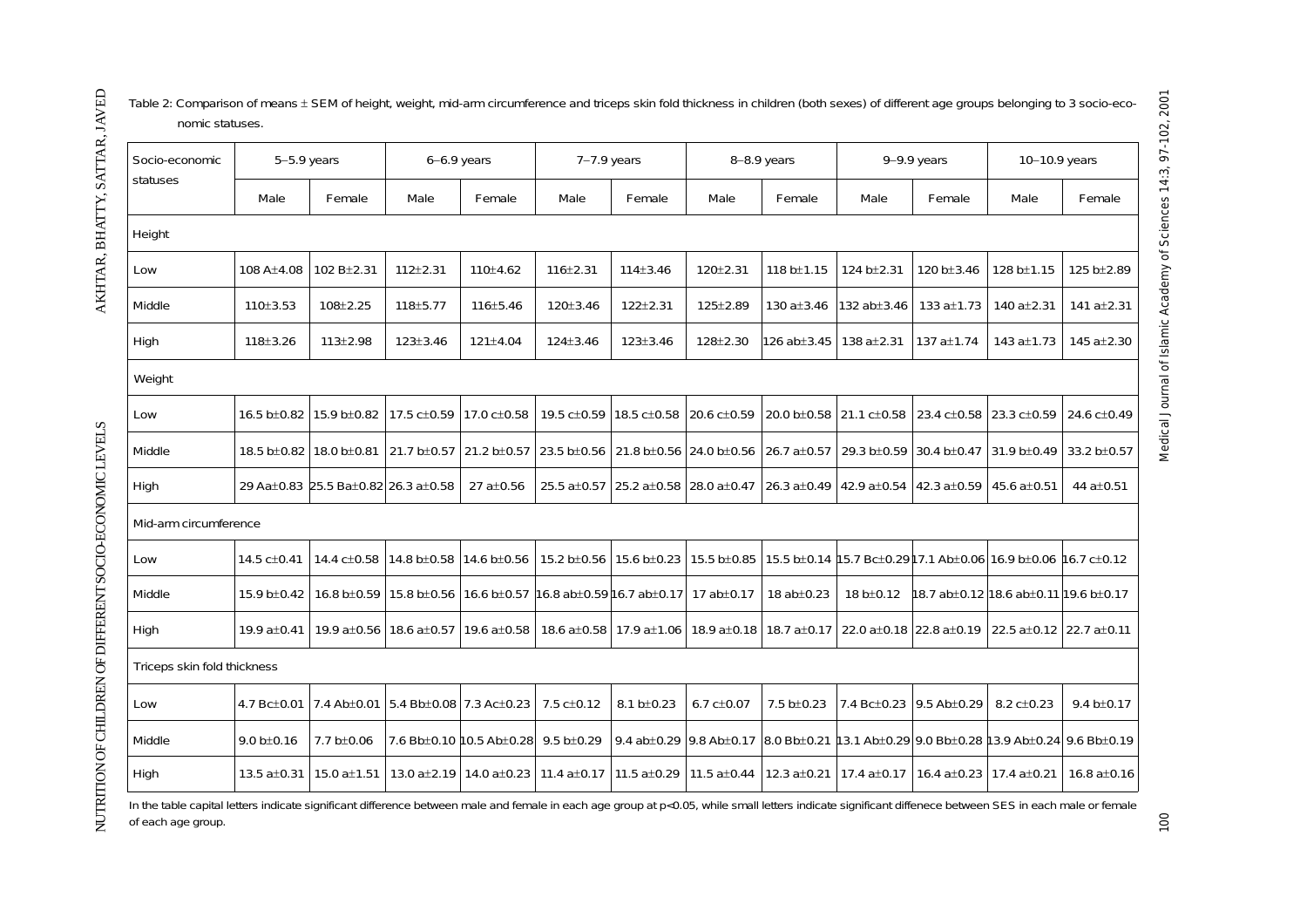Table 2: Comparison of means ± SEM of height, weight, mid-arm circumference and triceps skin fold thickness in children (both sexes) of different age groups belonging to 3 socio-economic statuses.

| Socio-economic statuses | 5–5.9 years | | 6–6.9 years | | 7–7.9 years | | 8–8.9 years | | 9–9.9 years | | 10–10.9 years | |
|---|---|---|---|---|---|---|---|---|---|---|---|---|
| | Male | Female | Male | Female | Male | Female | Male | Female | Male | Female | Male | Female |
| **Height** | | | | | | | | | | | | |
| Low | 108 A±4.08 | 102 B±2.31 | 112±2.31 | 110±4.62 | 116±2.31 | 114±3.46 | 120±2.31 | 118 b±1.15 | 124 b±2.31 | 120 b±3.46 | 128 b±1.15 | 125 b±2.89 |
| Middle | 110±3.53 | 108±2.25 | 118±5.77 | 116±5.46 | 120±3.46 | 122±2.31 | 125±2.89 | 130 a±3.46 | 132 ab±3.46 | 133 a±1.73 | 140 a±2.31 | 141 a±2.31 |
| High | 118±3.26 | 113±2.98 | 123±3.46 | 121±4.04 | 124±3.46 | 123±3.46 | 128±2.30 | 126 ab±3.45 | 138 a±2.31 | 137 a±1.74 | 143 a±1.73 | 145 a±2.30 |
| **Weight** | | | | | | | | | | | | |
| Low | 16.5 b±0.82 | 15.9 b±0.82 | 17.5 c±0.59 | 17.0 c±0.58 | 19.5 c±0.59 | 18.5 c±0.58 | 20.6 c±0.59 | 20.0 b±0.58 | 21.1 c±0.58 | 23.4 c±0.58 | 23.3 c±0.59 | 24.6 c±0.49 |
| Middle | 18.5 b±0.82 | 18.0 b±0.81 | 21.7 b±0.57 | 21.2 b±0.57 | 23.5 b±0.56 | 21.8 b±0.56 | 24.0 b±0.56 | 26.7 a±0.57 | 29.3 b±0.59 | 30.4 b±0.47 | 31.9 b±0.49 | 33.2 b±0.57 |
| High | 29 Aa±0.83 | 25.5 Ba±0.82 | 26.3 a±0.58 | 27 a±0.56 | 25.5 a±0.57 | 25.2 a±0.58 | 28.0 a±0.47 | 26.3 a±0.49 | 42.9 a±0.54 | 42.3 a±0.59 | 45.6 a±0.51 | 44 a±0.51 |
| **Mid-arm circumference** | | | | | | | | | | | | |
| Low | 14.5 c±0.41 | 14.4 c±0.58 | 14.8 b±0.58 | 14.6 b±0.56 | 15.2 b±0.56 | 15.6 b±0.23 | 15.5 b±0.85 | 15.5 b±0.14 | 15.7 Bc±0.29 | 17.1 Ab±0.06 | 16.9 b±0.06 | 16.7 c±0.12 |
| Middle | 15.9 b±0.42 | 16.8 b±0.59 | 15.8 b±0.56 | 16.6 b±0.57 | 16.8 ab±0.59 | 16.7 ab±0.17 | 17 ab±0.17 | 18 ab±0.23 | 18 b±0.12 | 18.7 ab±0.12 | 18.6 ab±0.11 | 19.6 b±0.17 |
| High | 19.9 a±0.41 | 19.9 a±0.56 | 18.6 a±0.57 | 19.6 a±0.58 | 18.6 a±0.58 | 17.9 a±1.06 | 18.9 a±0.18 | 18.7 a±0.17 | 22.0 a±0.18 | 22.8 a±0.19 | 22.5 a±0.12 | 22.7 a±0.11 |
| **Triceps skin fold thickness** | | | | | | | | | | | | |
| Low | 4.7 Bc±0.01 | 7.4 Ab±0.01 | 5.4 Bb±0.08 | 7.3 Ac±0.23 | 7.5 c±0.12 | 8.1 b±0.23 | 6.7 c±0.07 | 7.5 b±0.23 | 7.4 Bc±0.23 | 9.5 Ab±0.29 | 8.2 c±0.23 | 9.4 b±0.17 |
| Middle | 9.0 b±0.16 | 7.7 b±0.06 | 7.6 Bb±0.10 | 10.5 Ab±0.28 | 9.5 b±0.29 | 9.4 ab±0.29 | 9.8 Ab±0.17 | 8.0 Bb±0.21 | 13.1 Ab±0.29 | 9.0 Bb±0.28 | 13.9 Ab±0.24 | 9.6 Bb±0.19 |
| High | 13.5 a±0.31 | 15.0 a±1.51 | 13.0 a±2.19 | 14.0 a±0.23 | 11.4 a±0.17 | 11.5 a±0.29 | 11.5 a±0.44 | 12.3 a±0.21 | 17.4 a±0.17 | 16.4 a±0.23 | 17.4 a±0.21 | 16.8 a±0.16 |

In the table capital letters indicate significant difference between male and female in each age group at $p<0.05$, while small letters indicate significant diffenece between SES in each male or female of each age group.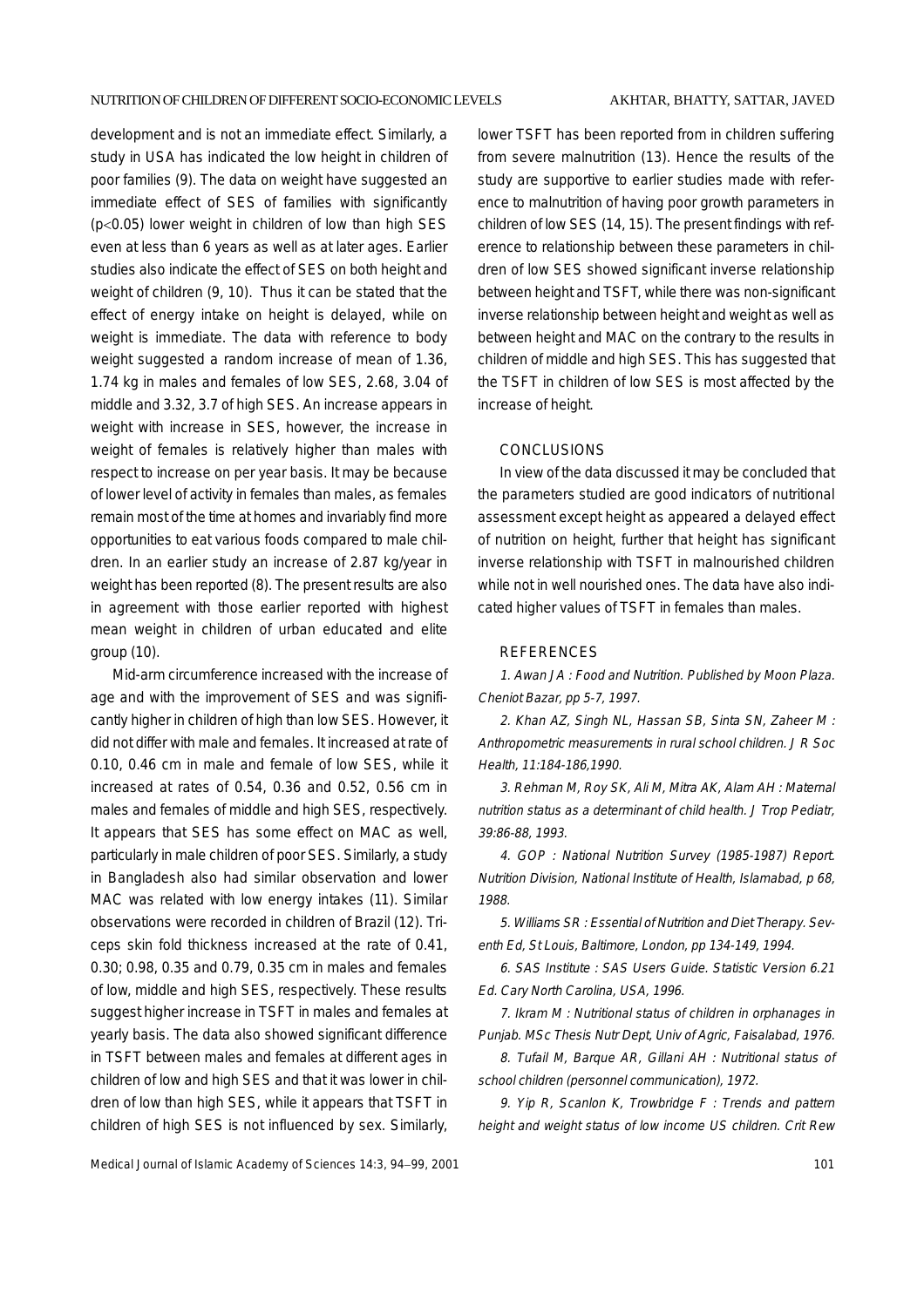development and is not an immediate effect. Similarly, a study in USA has indicated the low height in children of poor families (9). The data on weight have suggested an immediate effect of SES of families with significantly ($p<0.05$) lower weight in children of low than high SES even at less than 6 years as well as at later ages. Earlier studies also indicate the effect of SES on both height and weight of children (9, 10). Thus it can be stated that the effect of energy intake on height is delayed, while on weight is immediate. The data with reference to body weight suggested a random increase of mean of 1.36, 1.74 kg in males and females of low SES, 2.68, 3.04 of middle and 3.32, 3.7 of high SES. An increase appears in weight with increase in SES, however, the increase in weight of females is relatively higher than males with respect to increase on per year basis. It may be because of lower level of activity in females than males, as females remain most of the time at homes and invariably find more opportunities to eat various foods compared to male children. In an earlier study an increase of 2.87 kg/year in weight has been reported (8). The present results are also in agreement with those earlier reported with highest mean weight in children of urban educated and elite group (10).

Mid-arm circumference increased with the increase of age and with the improvement of SES and was significantly higher in children of high than low SES. However, it did not differ with male and females. It increased at rate of 0.10, 0.46 cm in male and female of low SES, while it increased at rates of 0.54, 0.36 and 0.52, 0.56 cm in males and females of middle and high SES, respectively. It appears that SES has some effect on MAC as well, particularly in male children of poor SES. Similarly, a study in Bangladesh also had similar observation and lower MAC was related with low energy intakes (11). Similar observations were recorded in children of Brazil (12). Triceps skin fold thickness increased at the rate of 0.41, 0.30; 0.98, 0.35 and 0.79, 0.35 cm in males and females of low, middle and high SES, respectively. These results suggest higher increase in TSFT in males and females at yearly basis. The data also showed significant difference in TSFT between males and females at different ages in children of low and high SES and that it was lower in children of low than high SES, while it appears that TSFT in children of high SES is not influenced by sex. Similarly, lower TSFT has been reported from in children suffering from severe malnutrition (13). Hence the results of the study are supportive to earlier studies made with reference to malnutrition of having poor growth parameters in children of low SES (14, 15). The present findings with reference to relationship between these parameters in children of low SES showed significant inverse relationship between height and TSFT, while there was non-significant inverse relationship between height and weight as well as between height and MAC on the contrary to the results in children of middle and high SES. This has suggested that the TSFT in children of low SES is most affected by the increase of height.

## CONCLUSIONS

In view of the data discussed it may be concluded that the parameters studied are good indicators of nutritional assessment except height as appeared a delayed effect of nutrition on height, further that height has significant inverse relationship with TSFT in malnourished children while not in well nourished ones. The data have also indicated higher values of TSFT in females than males.

## REFERENCES

*1. Awan JA : Food and Nutrition. Published by Moon Plaza. Cheniot Bazar, pp 5-7, 1997.*

*2. Khan AZ, Singh NL, Hassan SB, Sinta SN, Zaheer M : Anthropometric measurements in rural school children. J R Soc Health, 11:184-186,1990.*

*3. Rehman M, Roy SK, Ali M, Mitra AK, Alam AH : Maternal nutrition status as a determinant of child health. J Trop Pediatr, 39:86-88, 1993.*

*4. GOP : National Nutrition Survey (1985-1987) Report. Nutrition Division, National Institute of Health, Islamabad, p 68, 1988.*

*5. Williams SR : Essential of Nutrition and Diet Therapy. Seventh Ed, St Louis, Baltimore, London, pp 134-149, 1994.*

*6. SAS Institute : SAS Users Guide. Statistic Version 6.21 Ed. Cary North Carolina, USA, 1996.*

*7. Ikram M : Nutritional status of children in orphanages in Punjab. MSc Thesis Nutr Dept, Univ of Agric, Faisalabad, 1976.*

*8. Tufail M, Barque AR, Gillani AH : Nutritional status of school children (personnel communication), 1972.*

*9. Yip R, Scanlon K, Trowbridge F : Trends and pattern height and weight status of low income US children. Crit Rew*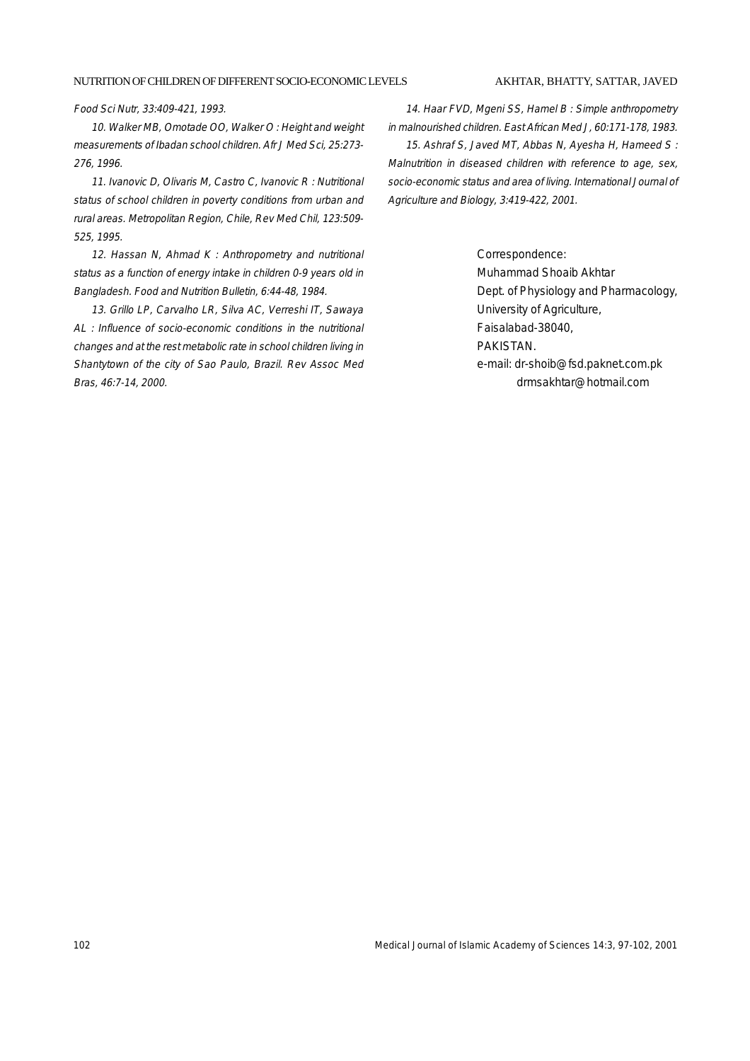*Food Sci Nutr, 33:409-421, 1993.*

*10. Walker MB, Omotade OO, Walker O : Height and weight measurements of Ibadan school children. Afr J Med Sci, 25:273-276, 1996.*

*11. Ivanovic D, Olivaris M, Castro C, Ivanovic R : Nutritional status of school children in poverty conditions from urban and rural areas. Metropolitan Region, Chile, Rev Med Chil, 123:509-525, 1995.*

*12. Hassan N, Ahmad K : Anthropometry and nutritional status as a function of energy intake in children 0-9 years old in Bangladesh. Food and Nutrition Bulletin, 6:44-48, 1984.*

*13. Grillo LP, Carvalho LR, Silva AC, Verreshi IT, Sawaya AL : Influence of socio-economic conditions in the nutritional changes and at the rest metabolic rate in school children living in Shantytown of the city of Sao Paulo, Brazil. Rev Assoc Med Bras, 46:7-14, 2000.*

*14. Haar FVD, Mgeni SS, Hamel B : Simple anthropometry in malnourished children. East African Med J, 60:171-178, 1983.*

*15. Ashraf S, Javed MT, Abbas N, Ayesha H, Hameed S : Malnutrition in diseased children with reference to age, sex, socio-economic status and area of living. International Journal of Agriculture and Biology, 3:419-422, 2001.*

Correspondence:
Muhammad Shoaib Akhtar
Dept. of Physiology and Pharmacology,
University of Agriculture,
Faisalabad-38040,
PAKISTAN.
e-mail: dr-shoib@fsd.paknet.com.pk
drmsakhtar@hotmail.com